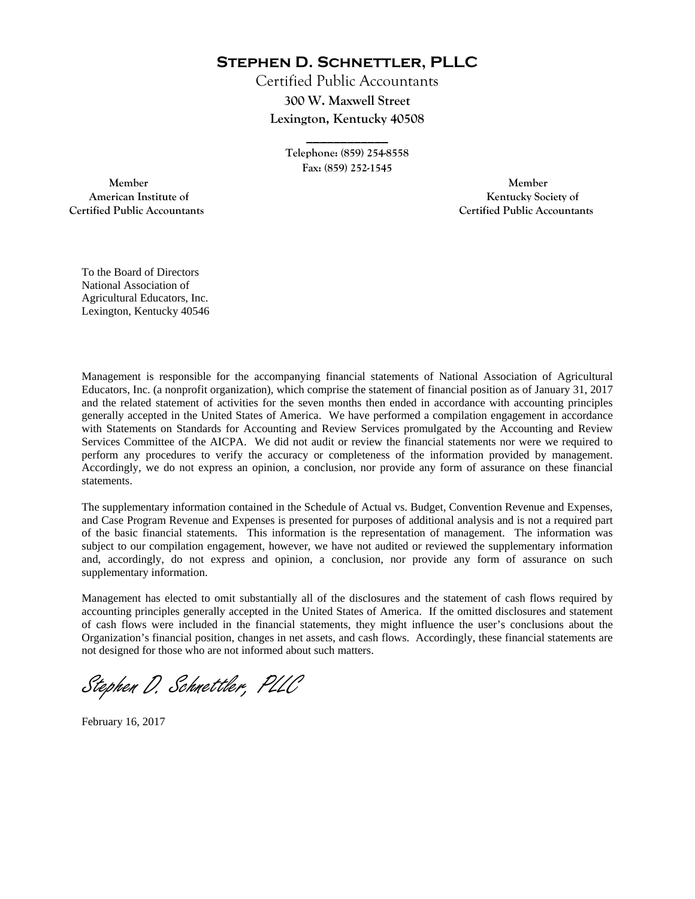# Stephen D. Schnettler, PLLC

Certified Public Accountants
**300 W. Maxwell Street**
**Lexington, Kentucky 40508**

Telephone: (859) 254-8558
Fax: (859) 252-1545

Member
American Institute of
Certified Public Accountants

Member
Kentucky Society of
Certified Public Accountants

To the Board of Directors
National Association of
Agricultural Educators, Inc.
Lexington, Kentucky 40546

Management is responsible for the accompanying financial statements of National Association of Agricultural Educators, Inc. (a nonprofit organization), which comprise the statement of financial position as of January 31, 2017 and the related statement of activities for the seven months then ended in accordance with accounting principles generally accepted in the United States of America. We have performed a compilation engagement in accordance with Statements on Standards for Accounting and Review Services promulgated by the Accounting and Review Services Committee of the AICPA. We did not audit or review the financial statements nor were we required to perform any procedures to verify the accuracy or completeness of the information provided by management. Accordingly, we do not express an opinion, a conclusion, nor provide any form of assurance on these financial statements.

The supplementary information contained in the Schedule of Actual vs. Budget, Convention Revenue and Expenses, and Case Program Revenue and Expenses is presented for purposes of additional analysis and is not a required part of the basic financial statements. This information is the representation of management. The information was subject to our compilation engagement, however, we have not audited or reviewed the supplementary information and, accordingly, do not express and opinion, a conclusion, nor provide any form of assurance on such supplementary information.

Management has elected to omit substantially all of the disclosures and the statement of cash flows required by accounting principles generally accepted in the United States of America. If the omitted disclosures and statement of cash flows were included in the financial statements, they might influence the user's conclusions about the Organization's financial position, changes in net assets, and cash flows. Accordingly, these financial statements are not designed for those who are not informed about such matters.

*Stephen D. Schnettler, PLLC*

February 16, 2017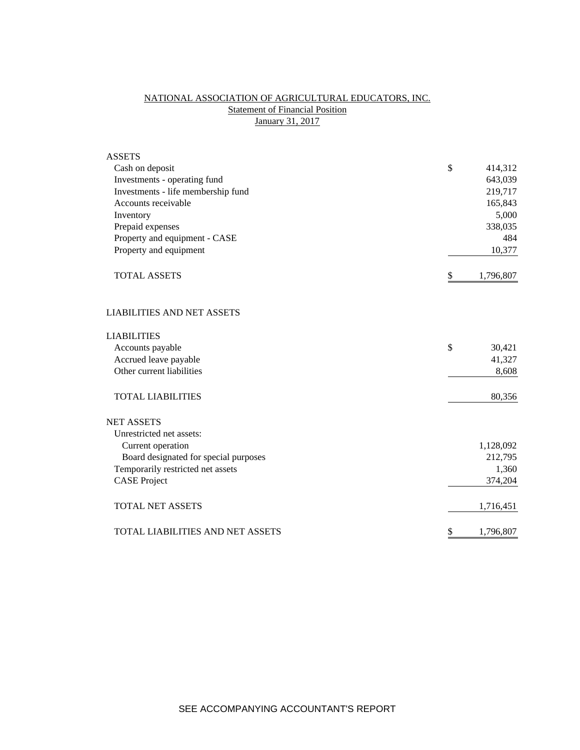# NATIONAL ASSOCIATION OF AGRICULTURAL EDUCATORS, INC.

## Statement of Financial Position

### January 31, 2017

| | | |
|---|---|---|
| **ASSETS** | | |
| Cash on deposit | $ | 414,312 |
| Investments - operating fund | | 643,039 |
| Investments - life membership fund | | 219,717 |
| Accounts receivable | | 165,843 |
| Inventory | | 5,000 |
| Prepaid expenses | | 338,035 |
| Property and equipment - CASE | | 484 |
| Property and equipment | | 10,377 |
| TOTAL ASSETS | $ | 1,796,807 |
| | | |
| **LIABILITIES AND NET ASSETS** | | |
| | | |
| **LIABILITIES** | | |
| Accounts payable | $ | 30,421 |
| Accrued leave payable | | 41,327 |
| Other current liabilities | | 8,608 |
| TOTAL LIABILITIES | | 80,356 |
| | | |
| **NET ASSETS** | | |
| Unrestricted net assets: | | |
| Current operation | | 1,128,092 |
| Board designated for special purposes | | 212,795 |
| Temporarily restricted net assets | | 1,360 |
| CASE Project | | 374,204 |
| TOTAL NET ASSETS | | 1,716,451 |
| | | |
| TOTAL LIABILITIES AND NET ASSETS | $ | 1,796,807 |

SEE ACCOMPANYING ACCOUNTANT'S REPORT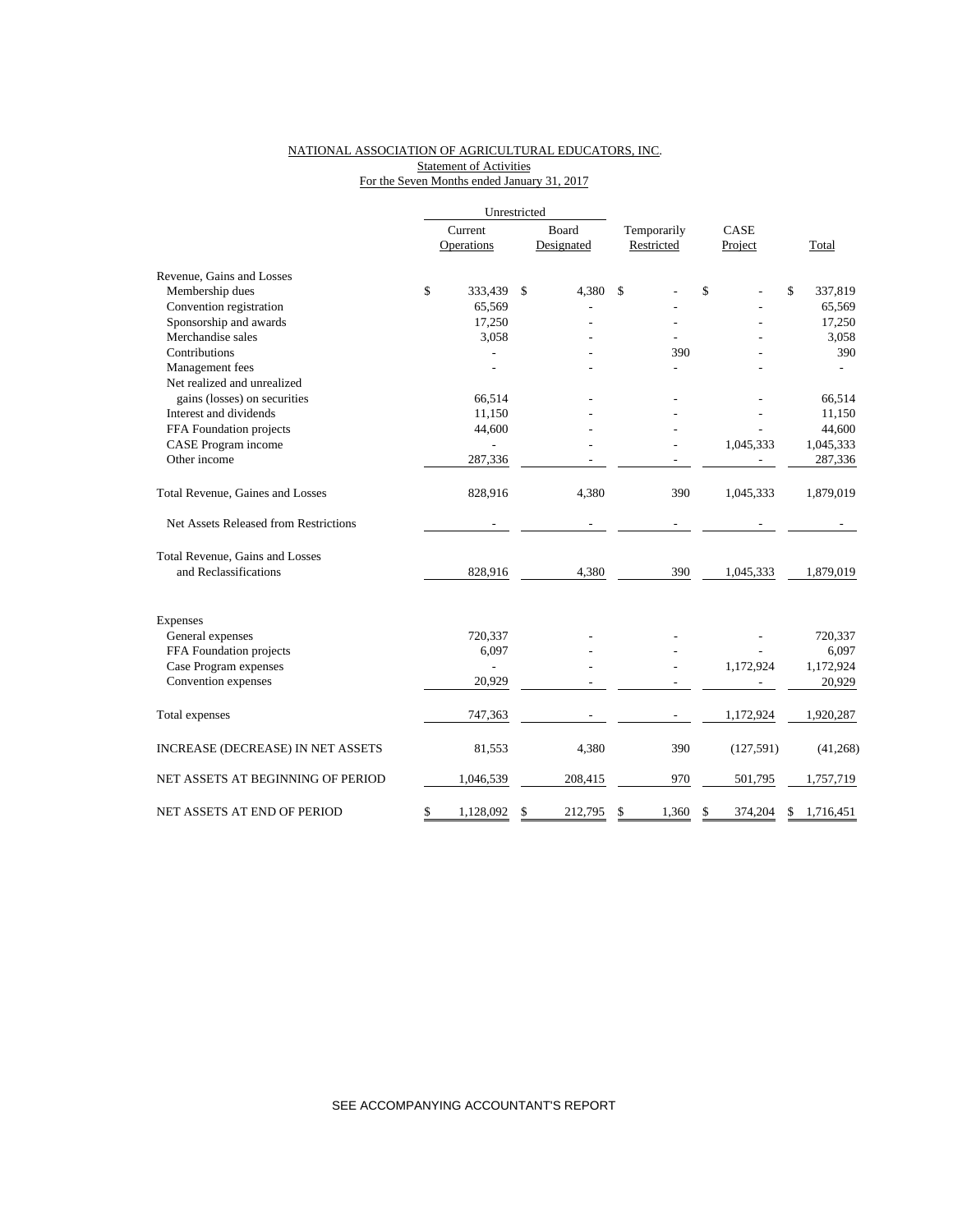# NATIONAL ASSOCIATION OF AGRICULTURAL EDUCATORS, INC.

## Statement of Activities

### For the Seven Months ended January 31, 2017

| | Unrestricted | | | | |
|---|---|---|---|---|---|
| | Current Operations | Board Designated | Temporarily Restricted | CASE Project | Total |
| **Revenue, Gains and Losses** | | | | | |
| Membership dues | $ 333,439 | $ 4,380 | $ - | $ - | $ 337,819 |
| Convention registration | 65,569 | - | - | - | 65,569 |
| Sponsorship and awards | 17,250 | - | - | - | 17,250 |
| Merchandise sales | 3,058 | - | - | - | 3,058 |
| Contributions | - | - | 390 | - | 390 |
| Management fees | - | - | - | - | - |
| Net realized and unrealized gains (losses) on securities | 66,514 | - | - | - | 66,514 |
| Interest and dividends | 11,150 | - | - | - | 11,150 |
| FFA Foundation projects | 44,600 | - | - | - | 44,600 |
| CASE Program income | - | - | - | 1,045,333 | 1,045,333 |
| Other income | 287,336 | - | - | - | 287,336 |
| Total Revenue, Gaines and Losses | 828,916 | 4,380 | 390 | 1,045,333 | 1,879,019 |
| Net Assets Released from Restrictions | - | - | - | - | - |
| Total Revenue, Gains and Losses and Reclassifications | 828,916 | 4,380 | 390 | 1,045,333 | 1,879,019 |
| **Expenses** | | | | | |
| General expenses | 720,337 | - | - | - | 720,337 |
| FFA Foundation projects | 6,097 | - | - | - | 6,097 |
| Case Program expenses | - | - | - | 1,172,924 | 1,172,924 |
| Convention expenses | 20,929 | - | - | - | 20,929 |
| Total expenses | 747,363 | - | - | 1,172,924 | 1,920,287 |
| INCREASE (DECREASE) IN NET ASSETS | 81,553 | 4,380 | 390 | (127,591) | (41,268) |
| NET ASSETS AT BEGINNING OF PERIOD | 1,046,539 | 208,415 | 970 | 501,795 | 1,757,719 |
| NET ASSETS AT END OF PERIOD | $ 1,128,092 | $ 212,795 | $ 1,360 | $ 374,204 | $ 1,716,451 |

SEE ACCOMPANYING ACCOUNTANT'S REPORT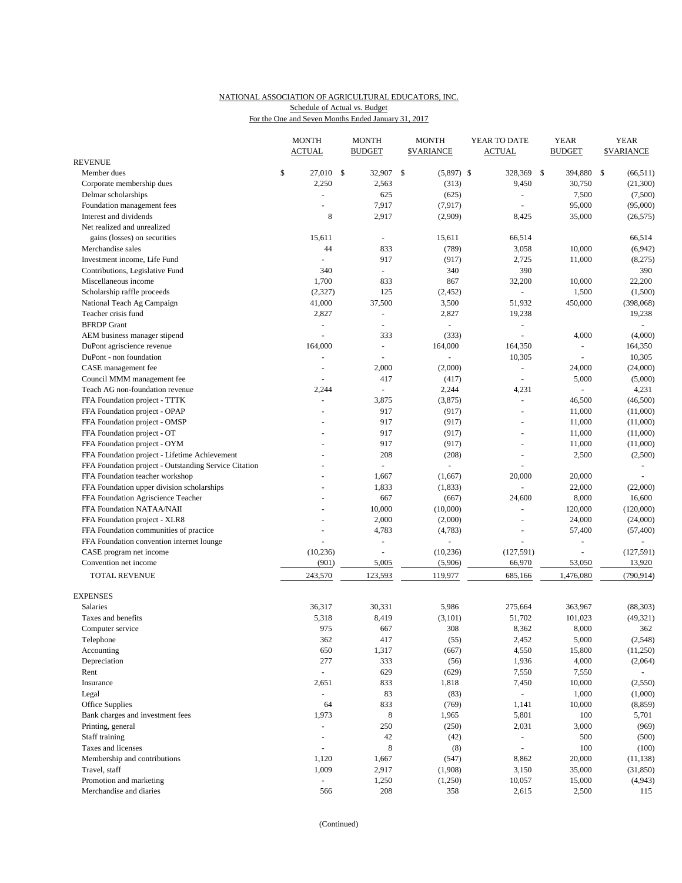NATIONAL ASSOCIATION OF AGRICULTURAL EDUCATORS, INC.
Schedule of Actual vs. Budget
For the One and Seven Months Ended January 31, 2017

| | MONTH ACTUAL | MONTH BUDGET | MONTH $VARIANCE | YEAR TO DATE ACTUAL | YEAR BUDGET | YEAR $VARIANCE |
|---|---|---|---|---|---|---|
| REVENUE | | | | | | |
| Member dues | $ 27,010 | $ 32,907 | $ (5,897) | $ 328,369 | $ 394,880 | $ (66,511) |
| Corporate membership dues | 2,250 | 2,563 | (313) | 9,450 | 30,750 | (21,300) |
| Delmar scholarships | - | 625 | (625) | - | 7,500 | (7,500) |
| Foundation management fees | - | 7,917 | (7,917) | - | 95,000 | (95,000) |
| Interest and dividends | 8 | 2,917 | (2,909) | 8,425 | 35,000 | (26,575) |
| Net realized and unrealized gains (losses) on securities | 15,611 | - | 15,611 | 66,514 | | 66,514 |
| Merchandise sales | 44 | 833 | (789) | 3,058 | 10,000 | (6,942) |
| Investment income, Life Fund | - | 917 | (917) | 2,725 | 11,000 | (8,275) |
| Contributions, Legislative Fund | 340 | - | 340 | 390 | | 390 |
| Miscellaneous income | 1,700 | 833 | 867 | 32,200 | 10,000 | 22,200 |
| Scholarship raffle proceeds | (2,327) | 125 | (2,452) | - | 1,500 | (1,500) |
| National Teach Ag Campaign | 41,000 | 37,500 | 3,500 | 51,932 | 450,000 | (398,068) |
| Teacher crisis fund | 2,827 | - | 2,827 | 19,238 | | 19,238 |
| BFRDP Grant | - | - | - | - | | - |
| AEM business manager stipend | - | 333 | (333) | - | 4,000 | (4,000) |
| DuPont agriscience revenue | 164,000 | - | 164,000 | 164,350 | - | 164,350 |
| DuPont - non foundation | - | - | - | 10,305 | - | 10,305 |
| CASE management fee | - | 2,000 | (2,000) | - | 24,000 | (24,000) |
| Council MMM management fee | - | 417 | (417) | - | 5,000 | (5,000) |
| Teach AG non-foundation revenue | 2,244 | - | 2,244 | 4,231 | - | 4,231 |
| FFA Foundation project - TTTK | - | 3,875 | (3,875) | - | 46,500 | (46,500) |
| FFA Foundation project - OPAP | - | 917 | (917) | - | 11,000 | (11,000) |
| FFA Foundation project - OMSP | - | 917 | (917) | - | 11,000 | (11,000) |
| FFA Foundation project - OT | - | 917 | (917) | - | 11,000 | (11,000) |
| FFA Foundation project - OYM | - | 917 | (917) | - | 11,000 | (11,000) |
| FFA Foundation project - Lifetime Achievement | - | 208 | (208) | - | 2,500 | (2,500) |
| FFA Foundation project - Outstanding Service Citation | - | - | - | - | | - |
| FFA Foundation teacher workshop | - | 1,667 | (1,667) | 20,000 | 20,000 | - |
| FFA Foundation upper division scholarships | - | 1,833 | (1,833) | - | 22,000 | (22,000) |
| FFA Foundation Agriscience Teacher | - | 667 | (667) | 24,600 | 8,000 | 16,600 |
| FFA Foundation NATAA/NAII | - | 10,000 | (10,000) | - | 120,000 | (120,000) |
| FFA Foundation project - XLR8 | - | 2,000 | (2,000) | - | 24,000 | (24,000) |
| FFA Foundation communities of practice | - | 4,783 | (4,783) | - | 57,400 | (57,400) |
| FFA Foundation convention internet lounge | - | - | - | - | - | - |
| CASE program net income | (10,236) | - | (10,236) | (127,591) | - | (127,591) |
| Convention net income | (901) | 5,005 | (5,906) | 66,970 | 53,050 | 13,920 |
| TOTAL REVENUE | 243,570 | 123,593 | 119,977 | 685,166 | 1,476,080 | (790,914) |
| EXPENSES | | | | | | |
| Salaries | 36,317 | 30,331 | 5,986 | 275,664 | 363,967 | (88,303) |
| Taxes and benefits | 5,318 | 8,419 | (3,101) | 51,702 | 101,023 | (49,321) |
| Computer service | 975 | 667 | 308 | 8,362 | 8,000 | 362 |
| Telephone | 362 | 417 | (55) | 2,452 | 5,000 | (2,548) |
| Accounting | 650 | 1,317 | (667) | 4,550 | 15,800 | (11,250) |
| Depreciation | 277 | 333 | (56) | 1,936 | 4,000 | (2,064) |
| Rent | - | 629 | (629) | 7,550 | 7,550 | - |
| Insurance | 2,651 | 833 | 1,818 | 7,450 | 10,000 | (2,550) |
| Legal | - | 83 | (83) | - | 1,000 | (1,000) |
| Office Supplies | 64 | 833 | (769) | 1,141 | 10,000 | (8,859) |
| Bank charges and investment fees | 1,973 | 8 | 1,965 | 5,801 | 100 | 5,701 |
| Printing, general | - | 250 | (250) | 2,031 | 3,000 | (969) |
| Staff training | - | 42 | (42) | - | 500 | (500) |
| Taxes and licenses | - | 8 | (8) | - | 100 | (100) |
| Membership and contributions | 1,120 | 1,667 | (547) | 8,862 | 20,000 | (11,138) |
| Travel, staff | 1,009 | 2,917 | (1,908) | 3,150 | 35,000 | (31,850) |
| Promotion and marketing | - | 1,250 | (1,250) | 10,057 | 15,000 | (4,943) |
| Merchandise and diaries | 566 | 208 | 358 | 2,615 | 2,500 | 115 |

(Continued)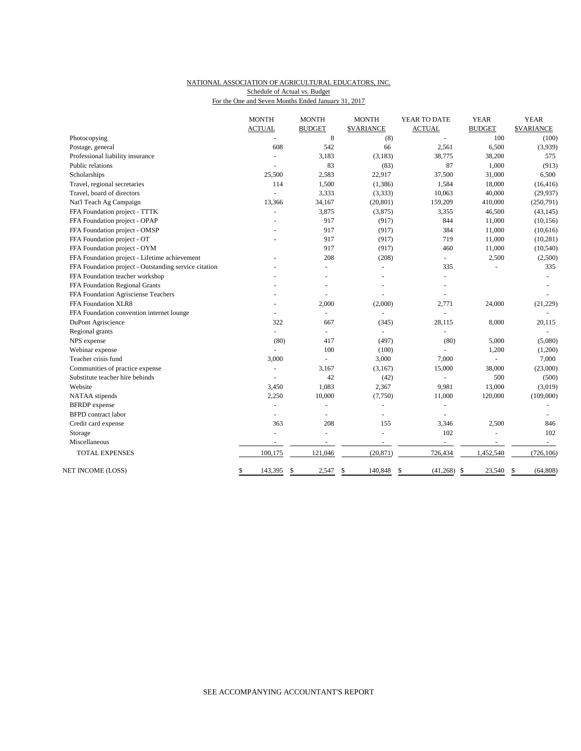NATIONAL ASSOCIATION OF AGRICULTURAL EDUCATORS, INC.
Schedule of Actual vs. Budget
For the One and Seven Months Ended January 31, 2017

| | MONTH ACTUAL | MONTH BUDGET | MONTH $VARIANCE | YEAR TO DATE ACTUAL | YEAR BUDGET | YEAR $VARIANCE |
|---|---|---|---|---|---|---|
| Photocopying | - | 8 | (8) | - | 100 | (100) |
| Postage, general | 608 | 542 | 66 | 2,561 | 6,500 | (3,939) |
| Professional liability insurance | - | 3,183 | (3,183) | 38,775 | 38,200 | 575 |
| Public relations | - | 83 | (83) | 87 | 1,000 | (913) |
| Scholarships | 25,500 | 2,583 | 22,917 | 37,500 | 31,000 | 6,500 |
| Travel, regional secretaries | 114 | 1,500 | (1,386) | 1,584 | 18,000 | (16,416) |
| Travel, board of directors | - | 3,333 | (3,333) | 10,063 | 40,000 | (29,937) |
| Nat'l Teach Ag Campaign | 13,366 | 34,167 | (20,801) | 159,209 | 410,000 | (250,791) |
| FFA Foundation project - TTTK | - | 3,875 | (3,875) | 3,355 | 46,500 | (43,145) |
| FFA Foundation project - OPAP | - | 917 | (917) | 844 | 11,000 | (10,156) |
| FFA Foundation project - OMSP | - | 917 | (917) | 384 | 11,000 | (10,616) |
| FFA Foundation project - OT | - | 917 | (917) | 719 | 11,000 | (10,281) |
| FFA Foundation project - OYM | | 917 | (917) | 460 | 11,000 | (10,540) |
| FFA Foundation project - Lifetime achievement | - | 208 | (208) | - | 2,500 | (2,500) |
| FFA Foundation project - Outstanding service citation | - | - | - | 335 | - | 335 |
| FFA Foundation teacher workshop | - | - | - | - | | - |
| FFA Foundation Regional Grants | - | - | - | - | | - |
| FFA Foundation Agrisciense Teachers | - | - | - | - | | - |
| FFA Foundation XLR8 | - | 2,000 | (2,000) | 2,771 | 24,000 | (21,229) |
| FFA Foundation convention internet lounge | - | - | - | - | | - |
| DuPont Agriscience | 322 | 667 | (345) | 28,115 | 8,000 | 20,115 |
| Regional grants | - | - | - | - | | - |
| NPS expense | (80) | 417 | (497) | (80) | 5,000 | (5,080) |
| Webinar expense | - | 100 | (100) | - | 1,200 | (1,200) |
| Teacher crisis fund | 3,000 | - | 3,000 | 7,000 | - | 7,000 |
| Communities of practice expense | - | 3,167 | (3,167) | 15,000 | 38,000 | (23,000) |
| Substitute teacher hire behinds | - | 42 | (42) | - | 500 | (500) |
| Website | 3,450 | 1,083 | 2,367 | 9,981 | 13,000 | (3,019) |
| NATAA stipends | 2,250 | 10,000 | (7,750) | 11,000 | 120,000 | (109,000) |
| BFRDP expense | - | - | - | - | | - |
| BFPD contract labor | - | - | - | - | | - |
| Credit card expense | 363 | 208 | 155 | 3,346 | 2,500 | 846 |
| Storage | - | - | - | 102 | - | 102 |
| Miscellaneous | - | - | - | - | - | - |
| TOTAL EXPENSES | 100,175 | 121,046 | (20,871) | 726,434 | 1,452,540 | (726,106) |
| NET INCOME (LOSS) | $ 143,395 | $ 2,547 | $ 140,848 | $ (41,268) | $ 23,540 | $ (64,808) |

SEE ACCOMPANYING ACCOUNTANT'S REPORT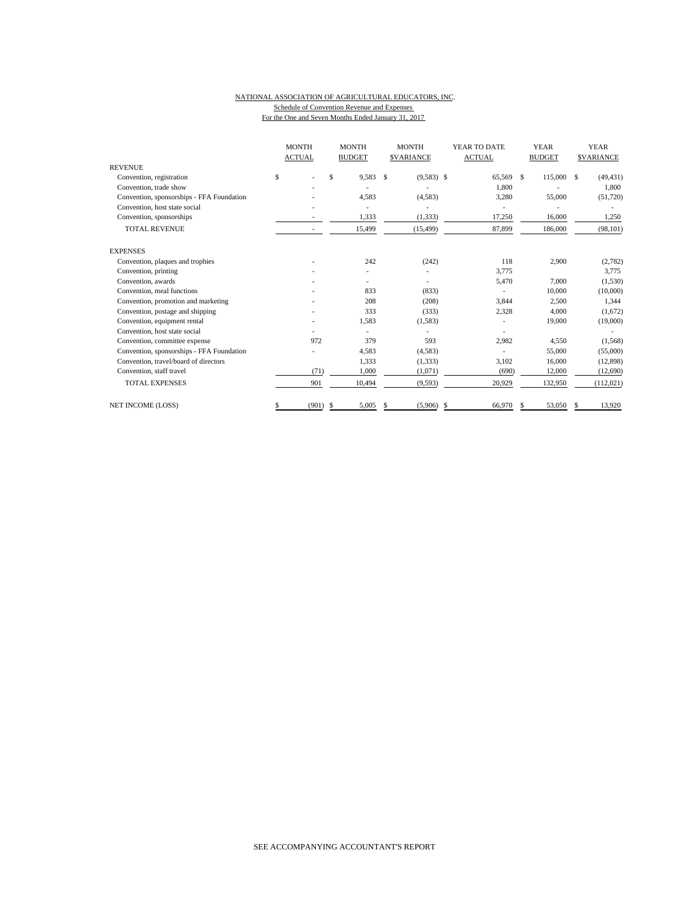NATIONAL ASSOCIATION OF AGRICULTURAL EDUCATORS, INC.

Schedule of Convention Revenue and Expenses

For the One and Seven Months Ended January 31, 2017

| | MONTH ACTUAL | MONTH BUDGET | MONTH $VARIANCE | YEAR TO DATE ACTUAL | YEAR BUDGET | YEAR $VARIANCE |
|---|---|---|---|---|---|---|
| REVENUE | | | | | | |
| Convention, registration | $ - | $ 9,583 | $ (9,583) | $ 65,569 | $ 115,000 | $ (49,431) |
| Convention, trade show | - | - | - | 1,800 | - | 1,800 |
| Convention, sponsorships - FFA Foundation | - | 4,583 | (4,583) | 3,280 | 55,000 | (51,720) |
| Convention, host state social | - | - | - | - | - | - |
| Convention, sponsorships | - | 1,333 | (1,333) | 17,250 | 16,000 | 1,250 |
| TOTAL REVENUE | - | 15,499 | (15,499) | 87,899 | 186,000 | (98,101) |
| EXPENSES | | | | | | |
| Convention, plaques and trophies | - | 242 | (242) | 118 | 2,900 | (2,782) |
| Convention, printing | - | - | - | 3,775 | | 3,775 |
| Convention, awards | - | - | - | 5,470 | 7,000 | (1,530) |
| Convention, meal functions | - | 833 | (833) | - | 10,000 | (10,000) |
| Convention, promotion and marketing | - | 208 | (208) | 3,844 | 2,500 | 1,344 |
| Convention, postage and shipping | - | 333 | (333) | 2,328 | 4,000 | (1,672) |
| Convention, equipment rental | - | 1,583 | (1,583) | - | 19,000 | (19,000) |
| Convention, host state social | - | - | - | - | | - |
| Convention, committee expense | 972 | 379 | 593 | 2,982 | 4,550 | (1,568) |
| Convention, sponsorships - FFA Foundation | - | 4,583 | (4,583) | - | 55,000 | (55,000) |
| Convention, travel/board of directors | | 1,333 | (1,333) | 3,102 | 16,000 | (12,898) |
| Convention, staff travel | (71) | 1,000 | (1,071) | (690) | 12,000 | (12,690) |
| TOTAL EXPENSES | 901 | 10,494 | (9,593) | 20,929 | 132,950 | (112,021) |
| NET INCOME (LOSS) | $ (901) | $ 5,005 | $ (5,906) | $ 66,970 | $ 53,050 | $ 13,920 |

SEE ACCOMPANYING ACCOUNTANT'S REPORT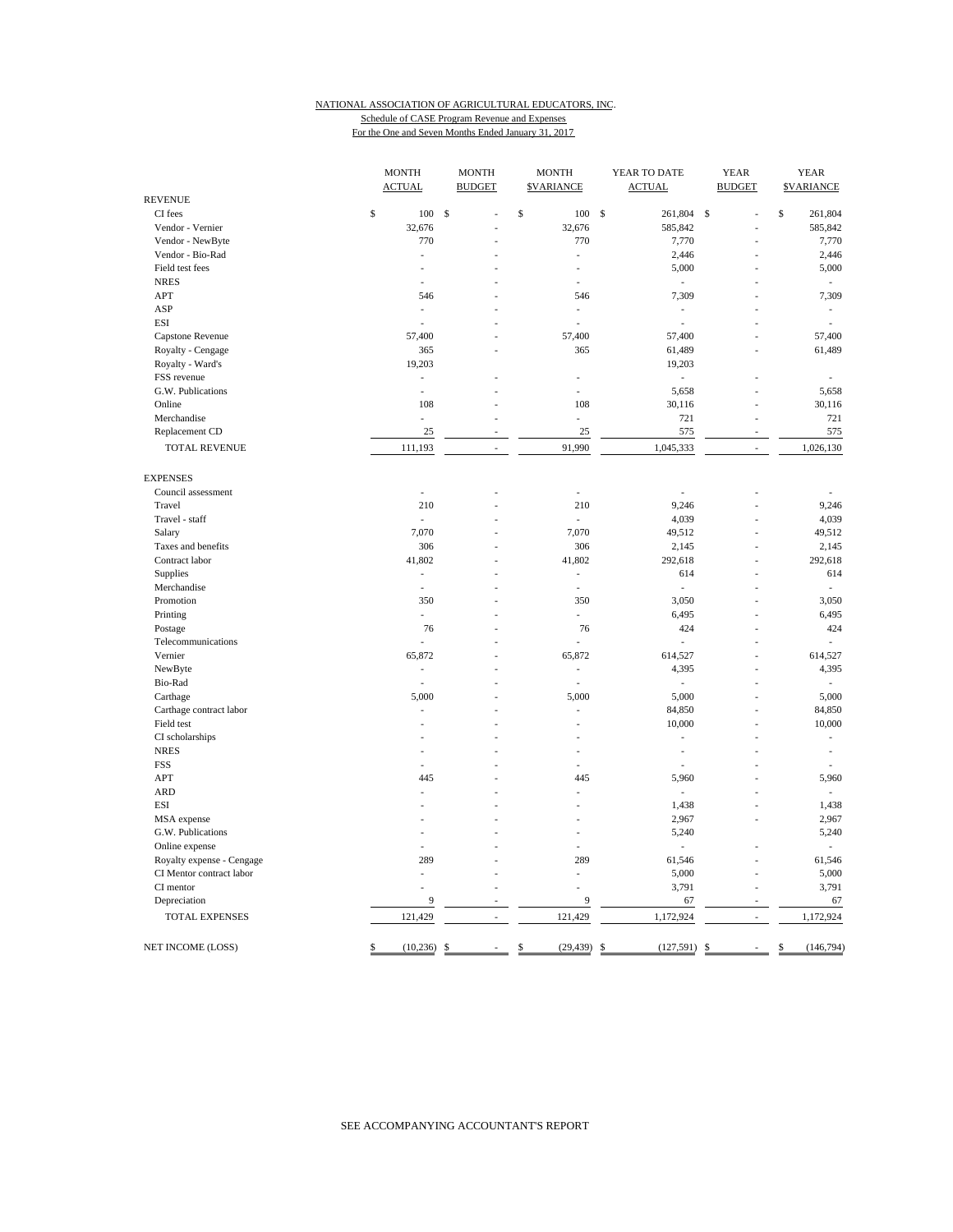NATIONAL ASSOCIATION OF AGRICULTURAL EDUCATORS, INC.
Schedule of CASE Program Revenue and Expenses
For the One and Seven Months Ended January 31, 2017

| | MONTH ACTUAL | MONTH BUDGET | MONTH $VARIANCE | YEAR TO DATE ACTUAL | YEAR BUDGET | YEAR $VARIANCE |
|---|---|---|---|---|---|---|
| **REVENUE** | | | | | | |
| CI fees | $ 100 | $ - | $ 100 | $ 261,804 | $ - | $ 261,804 |
| Vendor - Vernier | 32,676 | - | 32,676 | 585,842 | - | 585,842 |
| Vendor - NewByte | 770 | - | 770 | 7,770 | - | 7,770 |
| Vendor - Bio-Rad | - | - | - | 2,446 | - | 2,446 |
| Field test fees | - | - | - | 5,000 | - | 5,000 |
| NRES | - | - | - | - | - | - |
| APT | 546 | - | 546 | 7,309 | - | 7,309 |
| ASP | - | - | - | - | - | - |
| ESI | - | - | - | - | - | - |
| Capstone Revenue | 57,400 | - | 57,400 | 57,400 | - | 57,400 |
| Royalty - Cengage | 365 | - | 365 | 61,489 | - | 61,489 |
| Royalty - Ward's | 19,203 | | | 19,203 | | |
| FSS revenue | - | - | - | - | - | - |
| G.W. Publications | - | - | - | 5,658 | - | 5,658 |
| Online | 108 | - | 108 | 30,116 | - | 30,116 |
| Merchandise | - | - | - | 721 | - | 721 |
| Replacement CD | 25 | - | 25 | 575 | - | 575 |
| TOTAL REVENUE | 111,193 | - | 91,990 | 1,045,333 | - | 1,026,130 |
| **EXPENSES** | | | | | | |
| Council assessment | - | - | - | - | - | - |
| Travel | 210 | - | 210 | 9,246 | - | 9,246 |
| Travel - staff | - | - | - | 4,039 | - | 4,039 |
| Salary | 7,070 | - | 7,070 | 49,512 | - | 49,512 |
| Taxes and benefits | 306 | - | 306 | 2,145 | - | 2,145 |
| Contract labor | 41,802 | - | 41,802 | 292,618 | - | 292,618 |
| Supplies | - | - | - | 614 | - | 614 |
| Merchandise | - | - | - | - | - | - |
| Promotion | 350 | - | 350 | 3,050 | - | 3,050 |
| Printing | - | - | - | 6,495 | - | 6,495 |
| Postage | 76 | - | 76 | 424 | - | 424 |
| Telecommunications | - | - | - | - | - | - |
| Vernier | 65,872 | - | 65,872 | 614,527 | - | 614,527 |
| NewByte | - | - | - | 4,395 | - | 4,395 |
| Bio-Rad | - | - | - | - | - | - |
| Carthage | 5,000 | - | 5,000 | 5,000 | - | 5,000 |
| Carthage contract labor | - | - | - | 84,850 | - | 84,850 |
| Field test | - | - | - | 10,000 | - | 10,000 |
| CI scholarships | - | - | - | - | - | - |
| NRES | - | - | - | - | - | - |
| FSS | - | - | - | - | - | - |
| APT | 445 | - | 445 | 5,960 | - | 5,960 |
| ARD | - | - | - | - | - | - |
| ESI | - | - | - | 1,438 | - | 1,438 |
| MSA expense | - | - | - | 2,967 | - | 2,967 |
| G.W. Publications | - | - | - | 5,240 | | 5,240 |
| Online expense | - | - | - | - | - | - |
| Royalty expense - Cengage | 289 | - | 289 | 61,546 | - | 61,546 |
| CI Mentor contract labor | - | - | - | 5,000 | - | 5,000 |
| CI mentor | - | - | - | 3,791 | - | 3,791 |
| Depreciation | 9 | - | 9 | 67 | - | 67 |
| TOTAL EXPENSES | 121,429 | - | 121,429 | 1,172,924 | - | 1,172,924 |
| NET INCOME (LOSS) | $ (10,236) | $ - | $ (29,439) | $ (127,591) | $ - | $ (146,794) |

SEE ACCOMPANYING ACCOUNTANT'S REPORT